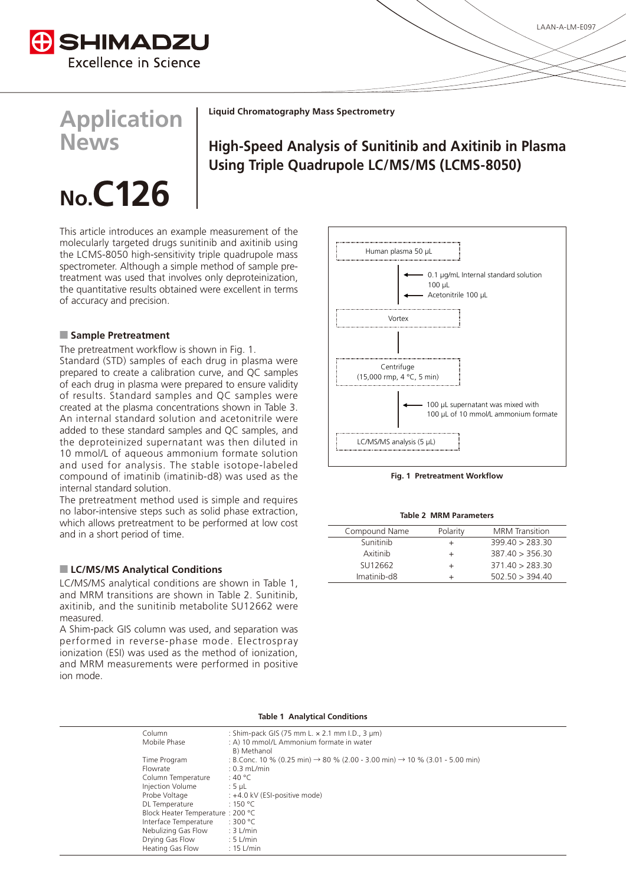# Application News

# No.C126

**Liquid Chromatography Mass Spectrometry**

## High-Speed Analysis of Sunitinib and Axitinib in Plasma Using Triple Quadrupole LC/MS/MS (LCMS-8050)

This article introduces an example measurement of the molecularly targeted drugs sunitinib and axitinib using the LCMS-8050 high-sensitivity triple quadrupole mass spectrometer. Although a simple method of sample pre-treatment was used that involves only deproteinization, the quantitative results obtained were excellent in terms of accuracy and precision.

### ■ Sample Pretreatment

The pretreatment workflow is shown in Fig. 1.
Standard (STD) samples of each drug in plasma were prepared to create a calibration curve, and QC samples of each drug in plasma were prepared to ensure validity of results. Standard samples and QC samples were created at the plasma concentrations shown in Table 3. An internal standard solution and acetonitrile were added to these standard samples and QC samples, and the deproteinized supernatant was then diluted in 10 mmol/L of aqueous ammonium formate solution and used for analysis. The stable isotope-labeled compound of imatinib (imatinib-d8) was used as the internal standard solution.
The pretreatment method used is simple and requires no labor-intensive steps such as solid phase extraction, which allows pretreatment to be performed at low cost and in a short period of time.

Human plasma 50 µL
← 0.1 µg/mL Internal standard solution 100 µL
← Acetonitrile 100 µL
Vortex
Centrifuge (15,000 rmp, 4 °C, 5 min)
← 100 µL supernatant was mixed with 100 µL of 10 mmol/L ammonium formate
LC/MS/MS analysis (5 µL)

**Fig. 1 Pretreatment Workflow**

### ■ LC/MS/MS Analytical Conditions

LC/MS/MS analytical conditions are shown in Table 1, and MRM transitions are shown in Table 2. Sunitinib, axitinib, and the sunitinib metabolite SU12662 were measured.
A Shim-pack GIS column was used, and separation was performed in reverse-phase mode. Electrospray ionization (ESI) was used as the method of ionization, and MRM measurements were performed in positive ion mode.

**Table 2 MRM Parameters**

| Compound Name | Polarity | MRM Transition |
|---|---|---|
| Sunitinib | + | 399.40 > 283.30 |
| Axitinib | + | 387.40 > 356.30 |
| SU12662 | + | 371.40 > 283.30 |
| Imatinib-d8 | + | 502.50 > 394.40 |

**Table 1 Analytical Conditions**

| | |
|---|---|
| Column | : Shim-pack GIS (75 mm L. × 2.1 mm I.D., 3 µm) |
| Mobile Phase | : A) 10 mmol/L Ammonium formate in water<br>B) Methanol |
| Time Program | : B.Conc. 10 % (0.25 min) → 80 % (2.00 - 3.00 min) → 10 % (3.01 - 5.00 min) |
| Flowrate | : 0.3 mL/min |
| Column Temperature | : 40 °C |
| Injection Volume | : 5 µL |
| Probe Voltage | : +4.0 kV (ESI-positive mode) |
| DL Temperature | : 150 °C |
| Block Heater Temperature | : 200 °C |
| Interface Temperature | : 300 °C |
| Nebulizing Gas Flow | : 3 L/min |
| Drying Gas Flow | : 5 L/min |
| Heating Gas Flow | : 15 L/min |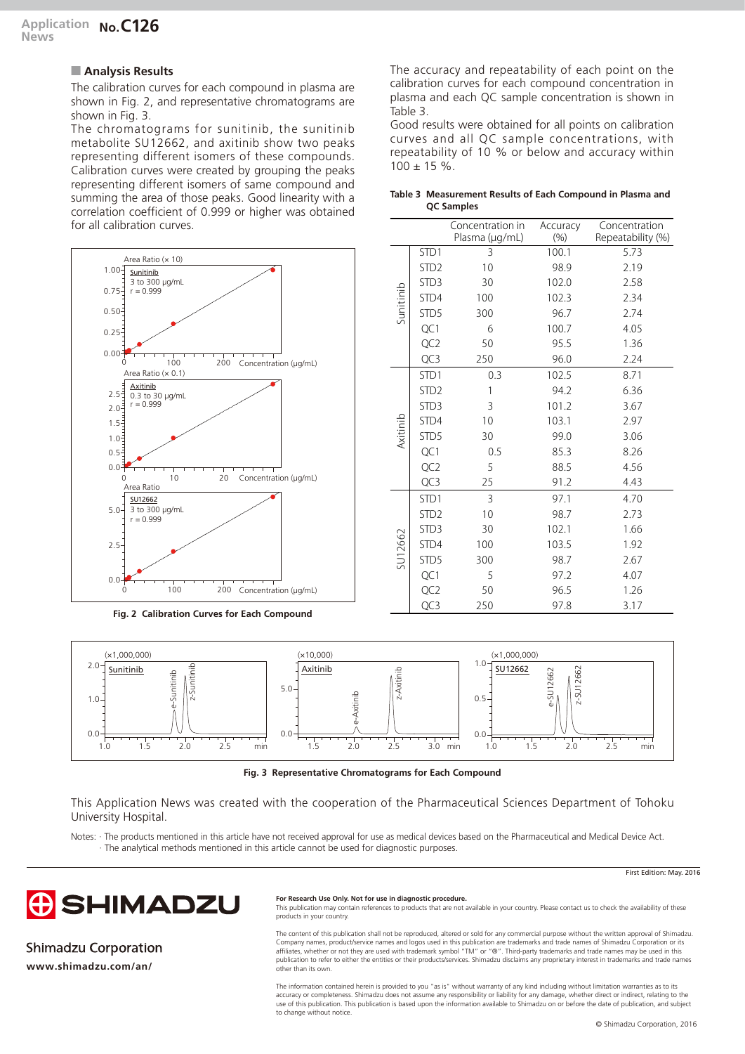## Analysis Results

The calibration curves for each compound in plasma are shown in Fig. 2, and representative chromatograms are shown in Fig. 3.

The chromatograms for sunitinib, the sunitinib metabolite SU12662, and axitinib show two peaks representing different isomers of these compounds. Calibration curves were created by grouping the peaks representing different isomers of same compound and summing the area of those peaks. Good linearity with a correlation coefficient of 0.999 or higher was obtained for all calibration curves.

Area Ratio (× 10)
1.00
0.75
0.50
0.25
0.00
0
100
200
Concentration (μg/mL)
Sunitinib
3 to 300 μg/mL
r = 0.999

Area Ratio (× 0.1)
2.5
2.0
1.5
1.0
0.5
0.0
0
10
20
Concentration (μg/mL)
Axitinib
0.3 to 30 μg/mL
r = 0.999

Area Ratio
5.0
2.5
0.0
0
100
200
Concentration (μg/mL)
SU12662
3 to 300 μg/mL
r = 0.999

**Fig. 2 Calibration Curves for Each Compound**

The accuracy and repeatability of each point on the calibration curves for each compound concentration in plasma and each QC sample concentration is shown in Table 3.

Good results were obtained for all points on calibration curves and all QC sample concentrations, with repeatability of 10 % or below and accuracy within 100 ± 15 %.

**Table 3 Measurement Results of Each Compound in Plasma and QC Samples**

| | | Concentration in Plasma (μg/mL) | Accuracy (%) | Concentration Repeatability (%) |
|---|---|---|---|---|
| Sunitinib | STD1 | 3 | 100.1 | 5.73 |
| | STD2 | 10 | 98.9 | 2.19 |
| | STD3 | 30 | 102.0 | 2.58 |
| | STD4 | 100 | 102.3 | 2.34 |
| | STD5 | 300 | 96.7 | 2.74 |
| | QC1 | 6 | 100.7 | 4.05 |
| | QC2 | 50 | 95.5 | 1.36 |
| | QC3 | 250 | 96.0 | 2.24 |
| Axitinib | STD1 | 0.3 | 102.5 | 8.71 |
| | STD2 | 1 | 94.2 | 6.36 |
| | STD3 | 3 | 101.2 | 3.67 |
| | STD4 | 10 | 103.1 | 2.97 |
| | STD5 | 30 | 99.0 | 3.06 |
| | QC1 | 0.5 | 85.3 | 8.26 |
| | QC2 | 5 | 88.5 | 4.56 |
| | QC3 | 25 | 91.2 | 4.43 |
| SU12662 | STD1 | 3 | 97.1 | 4.70 |
| | STD2 | 10 | 98.7 | 2.73 |
| | STD3 | 30 | 102.1 | 1.66 |
| | STD4 | 100 | 103.5 | 1.92 |
| | STD5 | 300 | 98.7 | 2.67 |
| | QC1 | 5 | 97.2 | 4.07 |
| | QC2 | 50 | 96.5 | 1.26 |
| | QC3 | 250 | 97.8 | 3.17 |

(×1,000,000)
2.0
1.0
0.0
Sunitinib
e-Sunitinib
z-Sunitinib
1.0 1.5 2.0 2.5 min

(×10,000)
5.0
0.0
Axitinib
e-Axitinib
z-Axitinib
1.5 2.0 2.5 3.0 min

(×1,000,000)
1.0
0.5
0.0
SU12662
e-SU12662
z-SU12662
1.0 1.5 2.0 2.5 min

**Fig. 3 Representative Chromatograms for Each Compound**

This Application News was created with the cooperation of the Pharmaceutical Sciences Department of Tohoku University Hospital.

Notes: · The products mentioned in this article have not received approval for use as medical devices based on the Pharmaceutical and Medical Device Act.
· The analytical methods mentioned in this article cannot be used for diagnostic purposes.

First Edition: May. 2016

SHIMADZU

Shimadzu Corporation
www.shimadzu.com/an/

**For Research Use Only. Not for use in diagnostic procedure.**
This publication may contain references to products that are not available in your country. Please contact us to check the availability of these products in your country.

The content of this publication shall not be reproduced, altered or sold for any commercial purpose without the written approval of Shimadzu. Company names, product/service names and logos used in this publication are trademarks and trade names of Shimadzu Corporation or its affiliates, whether or not they are used with trademark symbol "TM" or "®". Third-party trademarks and trade names may be used in this publication to refer to either the entities or their products/services. Shimadzu disclaims any proprietary interest in trademarks and trade names other than its own.

The information contained herein is provided to you "as is" without warranty of any kind including without limitation warranties as to its accuracy or completeness. Shimadzu does not assume any responsibility or liability for any damage, whether direct or indirect, relating to the use of this publication. This publication is based upon the information available to Shimadzu on or before the date of publication, and subject to change without notice.

© Shimadzu Corporation, 2016